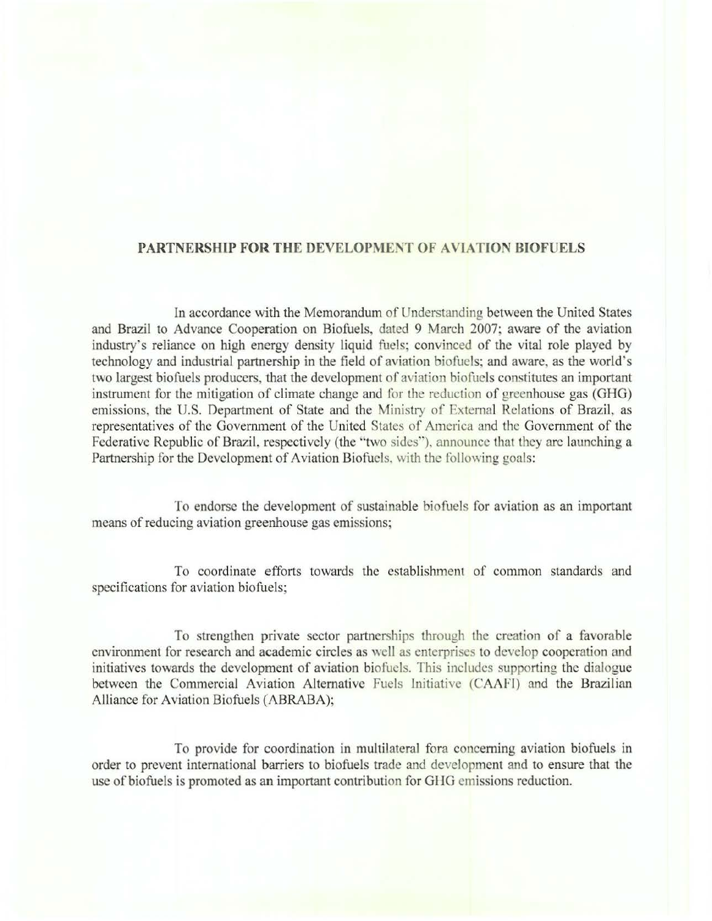# PARTNERSHIP FOR THE DEVELOPMENT OF AVIATION BIOFUELS

In accordance with the Memorandum of Understanding between the United States and Brazil to Advance Cooperation on Biofuels, dated 9 March 2007; aware of the aviation industry's reliance on high energy density liquid fuels; convinced of the vital role played by technology and industrial partnership in the field of aviation biofuels; and aware, as the world's two largest biofuels producers, that the development of aviation biofuels constitutes an important instrument for the mitigation of climate change and for the reduction of greenhouse gas (GHG) emissions, the U.S. Department of State and the Ministry of External Relations of Brazil, as representatives of the Government of the United States of America and the Government of the Federative Republic of Brazil, respectively (the "two sides"), announce that they are launching a Partnership for the Development of Aviation Biofuels, with the following goals:

To endorse the development of sustainable biofuels for aviation as an important means of reducing aviation greenhouse gas emissions;

To coordinate efforts towards the establishment of common standards and specifications for aviation biofuels;

To strengthen private sector partnerships through the creation of a favorable environment for research and academic circles as well as enterprises to develop cooperation and initiatives towards the development of aviation biofuels. This includes supporting the dialogue between the Commercial Aviation Alternative Fuels Initiative (CAAFI) and the Brazilian Alliance for Aviation Biofuels (ABRABA);

To provide for coordination in multilateral fora concerning aviation biofuels in order to prevent international barriers to biofuels trade and development and to ensure that the use of biofuels is promoted as an important contribution for GHG emissions reduction.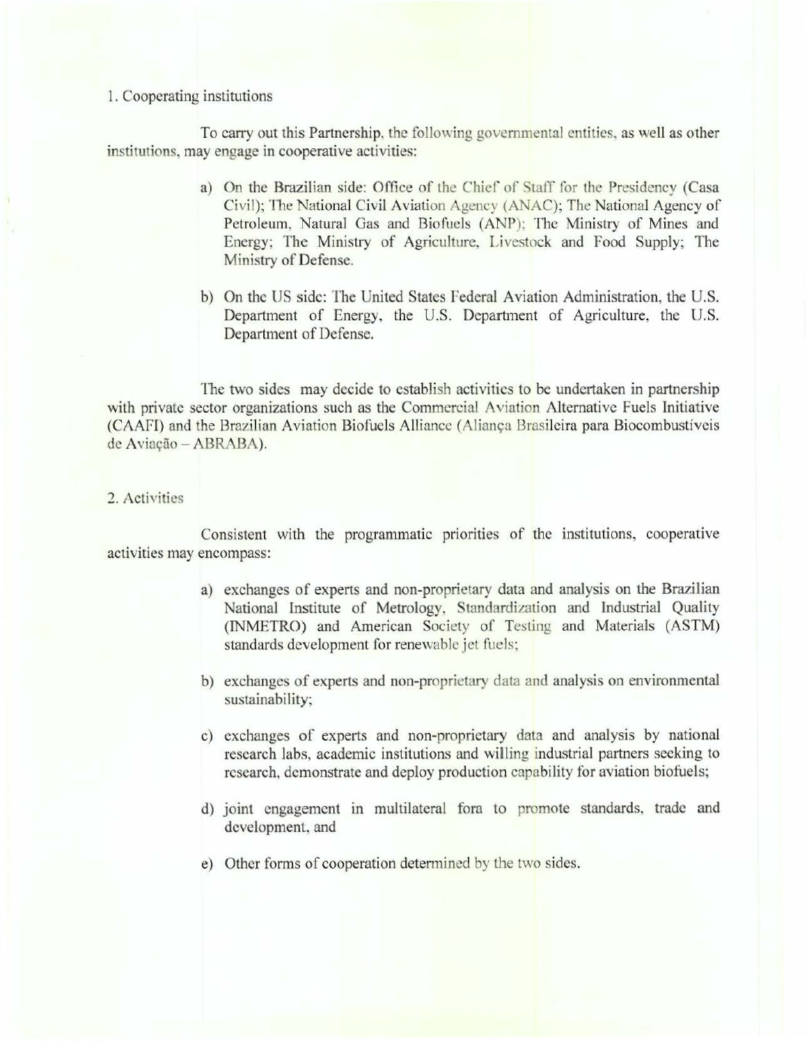1. Cooperating institutions

To carry out this Partnership, the following governmental entities, as well as other institutions, may engage in cooperative activities:

a) On the Brazilian side: Office of the Chief of Staff for the Presidency (Casa Civil); The National Civil Aviation Agency (ANAC); The National Agency of Petroleum, Natural Gas and Biofuels (ANP); The Ministry of Mines and Energy; The Ministry of Agriculture, Livestock and Food Supply; The Ministry of Defense.

b) On the US side: The United States Federal Aviation Administration, the U.S. Department of Energy, the U.S. Department of Agriculture, the U.S. Department of Defense.

The two sides may decide to establish activities to be undertaken in partnership with private sector organizations such as the Commercial Aviation Alternative Fuels Initiative (CAAFI) and the Brazilian Aviation Biofuels Alliance (Aliança Brasileira para Biocombustíveis de Aviação – ABRABA).

2. Activities

Consistent with the programmatic priorities of the institutions, cooperative activities may encompass:

a) exchanges of experts and non-proprietary data and analysis on the Brazilian National Institute of Metrology, Standardization and Industrial Quality (INMETRO) and American Society of Testing and Materials (ASTM) standards development for renewable jet fuels;

b) exchanges of experts and non-proprietary data and analysis on environmental sustainability;

c) exchanges of experts and non-proprietary data and analysis by national research labs, academic institutions and willing industrial partners seeking to research, demonstrate and deploy production capability for aviation biofuels;

d) joint engagement in multilateral fora to promote standards, trade and development, and

e) Other forms of cooperation determined by the two sides.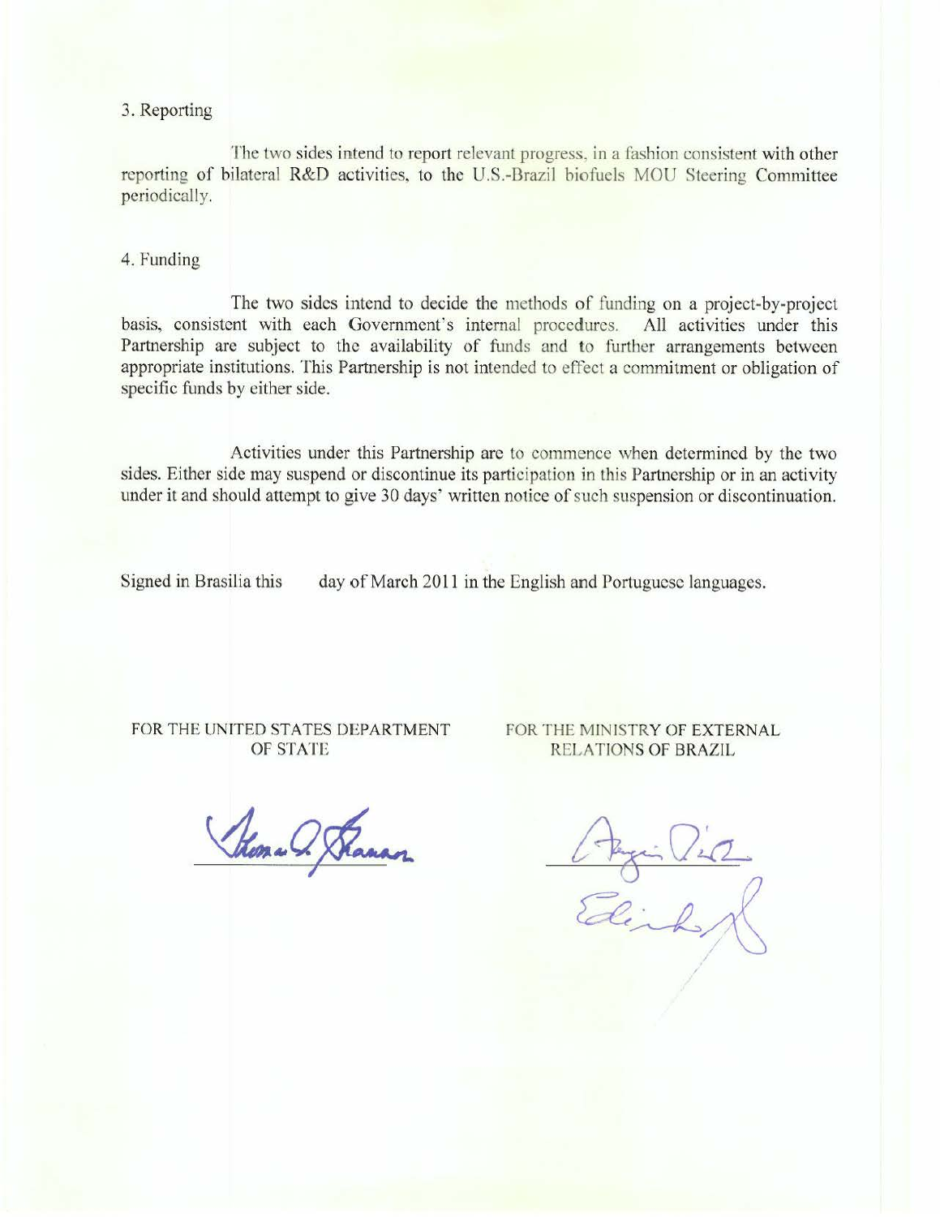3. Reporting

The two sides intend to report relevant progress, in a fashion consistent with other reporting of bilateral R&D activities, to the U.S.-Brazil biofuels MOU Steering Committee periodically.

4. Funding

The two sides intend to decide the methods of funding on a project-by-project basis, consistent with each Government's internal procedures. All activities under this Partnership are subject to the availability of funds and to further arrangements between appropriate institutions. This Partnership is not intended to effect a commitment or obligation of specific funds by either side.

Activities under this Partnership are to commence when determined by the two sides. Either side may suspend or discontinue its participation in this Partnership or in an activity under it and should attempt to give 30 days' written notice of such suspension or discontinuation.

Signed in Brasilia this day of March 2011 in the English and Portuguese languages.

FOR THE UNITED STATES DEPARTMENT OF STATE

FOR THE MINISTRY OF EXTERNAL RELATIONS OF BRAZIL